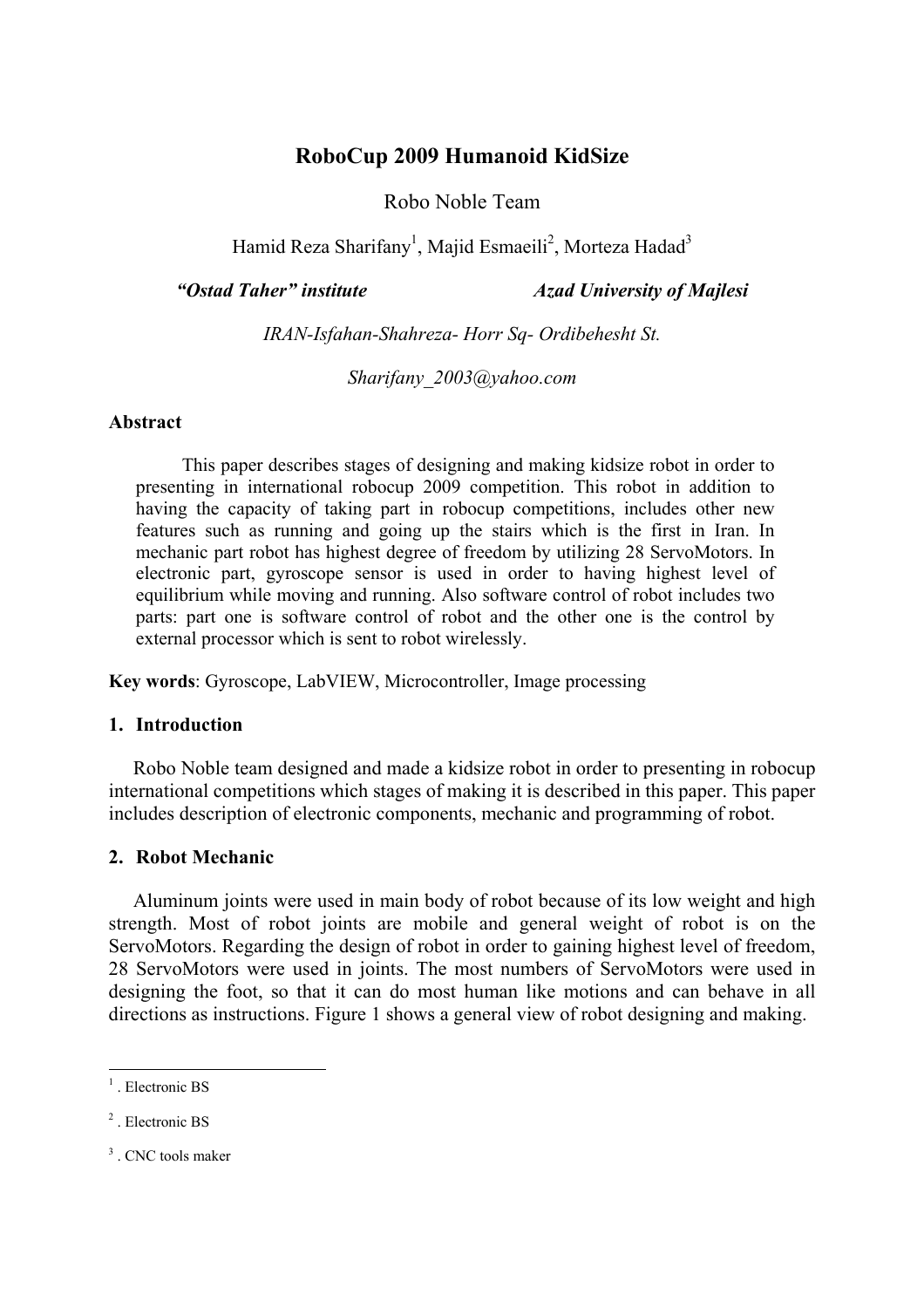# RoboCup 2009 Humanoid KidSize

Robo Noble Team

Hamid Reza Sharifany[1], Majid Esmaeili[2], Morteza Hadad[3]

*"Ostad Taher" institute* *Azad University of Majlesi*

*IRAN-Isfahan-Shahreza- Horr Sq- Ordibehesht St.*

*Sharifany_2003@yahoo.com*

**Abstract**

This paper describes stages of designing and making kidsize robot in order to presenting in international robocup 2009 competition. This robot in addition to having the capacity of taking part in robocup competitions, includes other new features such as running and going up the stairs which is the first in Iran. In mechanic part robot has highest degree of freedom by utilizing 28 ServoMotors. In electronic part, gyroscope sensor is used in order to having highest level of equilibrium while moving and running. Also software control of robot includes two parts: part one is software control of robot and the other one is the control by external processor which is sent to robot wirelessly.

**Key words**: Gyroscope, LabVIEW, Microcontroller, Image processing

## 1. Introduction

Robo Noble team designed and made a kidsize robot in order to presenting in robocup international competitions which stages of making it is described in this paper. This paper includes description of electronic components, mechanic and programming of robot.

## 2. Robot Mechanic

Aluminum joints were used in main body of robot because of its low weight and high strength. Most of robot joints are mobile and general weight of robot is on the ServoMotors. Regarding the design of robot in order to gaining highest level of freedom, 28 ServoMotors were used in joints. The most numbers of ServoMotors were used in designing the foot, so that it can do most human like motions and can behave in all directions as instructions. Figure 1 shows a general view of robot designing and making.

---

[1] . Electronic BS

[2] . Electronic BS

[3] . CNC tools maker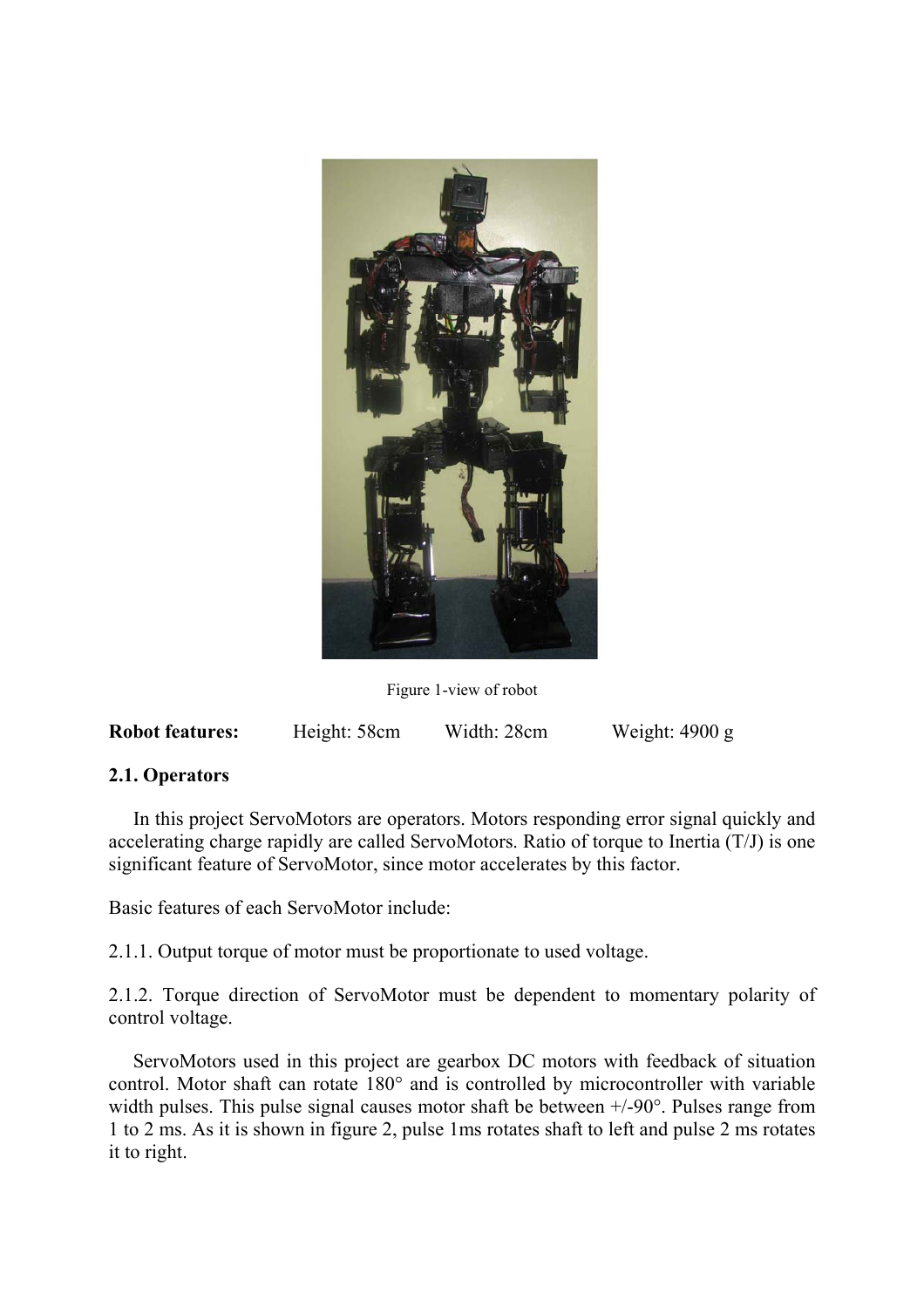Figure 1-view of robot

**Robot features:** Height: 58cm Width: 28cm Weight: 4900 g

**2.1. Operators**

In this project ServoMotors are operators. Motors responding error signal quickly and accelerating charge rapidly are called ServoMotors. Ratio of torque to Inertia (T/J) is one significant feature of ServoMotor, since motor accelerates by this factor.

Basic features of each ServoMotor include:

2.1.1. Output torque of motor must be proportionate to used voltage.

2.1.2. Torque direction of ServoMotor must be dependent to momentary polarity of control voltage.

ServoMotors used in this project are gearbox DC motors with feedback of situation control. Motor shaft can rotate 180° and is controlled by microcontroller with variable width pulses. This pulse signal causes motor shaft be between +/-90°. Pulses range from 1 to 2 ms. As it is shown in figure 2, pulse 1ms rotates shaft to left and pulse 2 ms rotates it to right.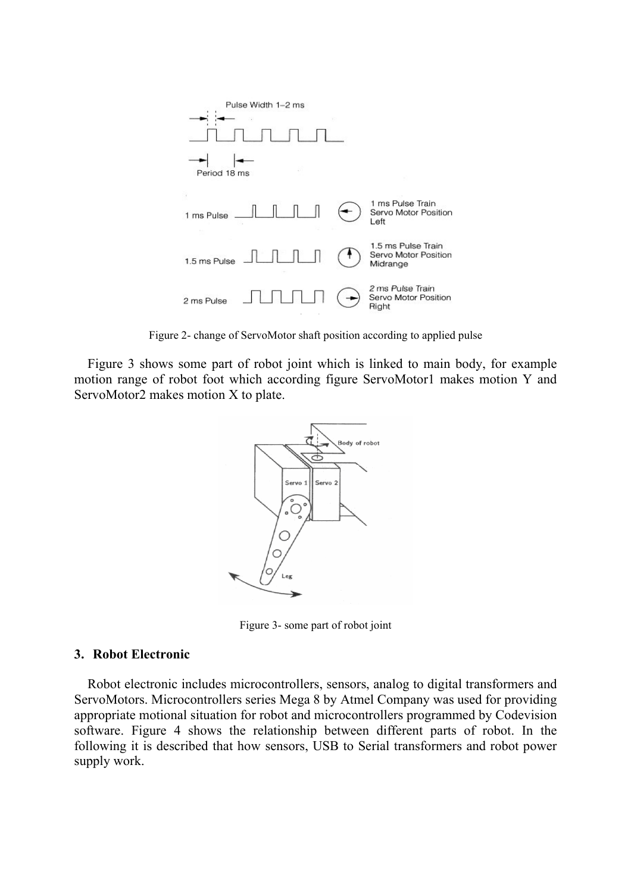Figure 2- change of ServoMotor shaft position according to applied pulse

Figure 3 shows some part of robot joint which is linked to main body, for example motion range of robot foot which according figure ServoMotor1 makes motion Y and ServoMotor2 makes motion X to plate.

Figure 3- some part of robot joint

### 3. Robot Electronic

Robot electronic includes microcontrollers, sensors, analog to digital transformers and ServoMotors. Microcontrollers series Mega 8 by Atmel Company was used for providing appropriate motional situation for robot and microcontrollers programmed by Codevision software. Figure 4 shows the relationship between different parts of robot. In the following it is described that how sensors, USB to Serial transformers and robot power supply work.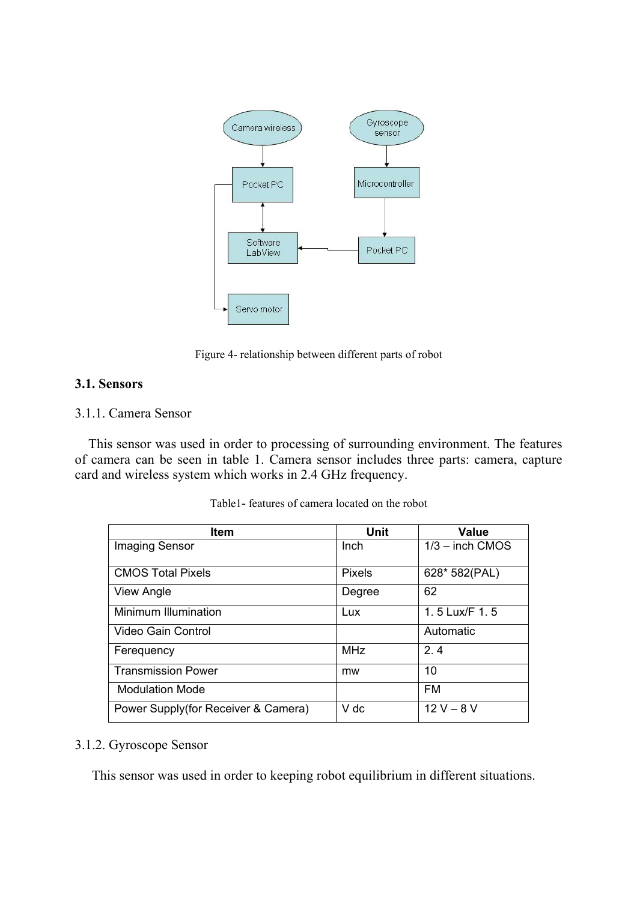Figure 4- relationship between different parts of robot

## 3.1. Sensors

### 3.1.1. Camera Sensor

This sensor was used in order to processing of surrounding environment. The features of camera can be seen in table 1. Camera sensor includes three parts: camera, capture card and wireless system which works in 2.4 GHz frequency.

Table1- features of camera located on the robot

| Item | Unit | Value |
|---|---|---|
| Imaging Sensor | Inch | 1/3 – inch CMOS |
| CMOS Total Pixels | Pixels | 628* 582(PAL) |
| View Angle | Degree | 62 |
| Minimum Illumination | Lux | 1. 5 Lux/F 1. 5 |
| Video Gain Control | | Automatic |
| Ferequency | MHz | 2. 4 |
| Transmission Power | mw | 10 |
| Modulation Mode | | FM |
| Power Supply(for Receiver & Camera) | V dc | 12 V – 8 V |

### 3.1.2. Gyroscope Sensor

This sensor was used in order to keeping robot equilibrium in different situations.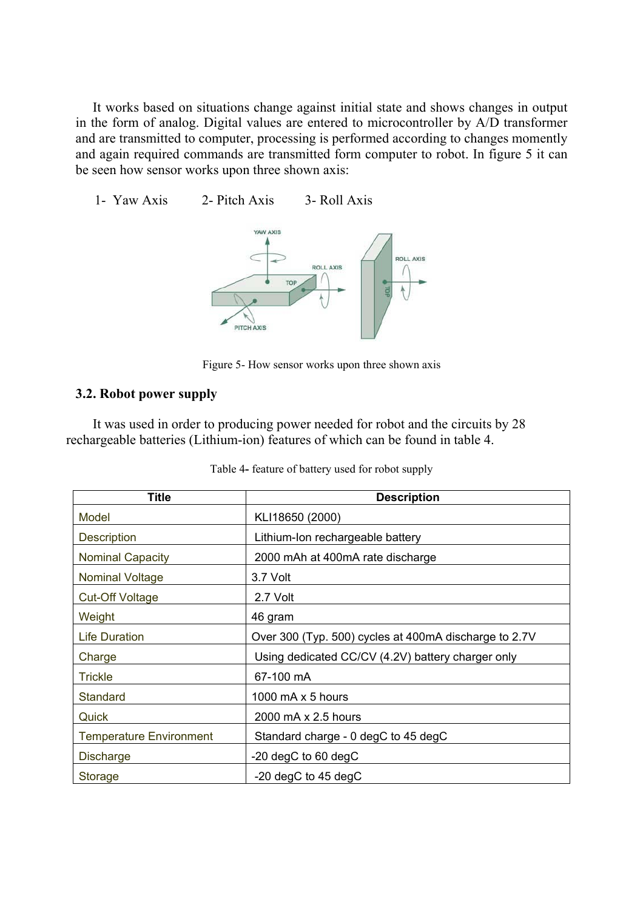It works based on situations change against initial state and shows changes in output in the form of analog. Digital values are entered to microcontroller by A/D transformer and are transmitted to computer, processing is performed according to changes momently and again required commands are transmitted form computer to robot. In figure 5 it can be seen how sensor works upon three shown axis:

1- Yaw Axis     2- Pitch Axis     3- Roll Axis

Figure 5- How sensor works upon three shown axis

### 3.2. Robot power supply

It was used in order to producing power needed for robot and the circuits by 28 rechargeable batteries (Lithium-ion) features of which can be found in table 4.

Table 4- feature of battery used for robot supply

| Title | Description |
|---|---|
| Model | KLI18650 (2000) |
| Description | Lithium-Ion rechargeable battery |
| Nominal Capacity | 2000 mAh at 400mA rate discharge |
| Nominal Voltage | 3.7 Volt |
| Cut-Off Voltage | 2.7 Volt |
| Weight | 46 gram |
| Life Duration | Over 300 (Typ. 500) cycles at 400mA discharge to 2.7V |
| Charge | Using dedicated CC/CV (4.2V) battery charger only |
| Trickle | 67-100 mA |
| Standard | 1000 mA x 5 hours |
| Quick | 2000 mA x 2.5 hours |
| Temperature Environment | Standard charge - 0 degC to 45 degC |
| Discharge | -20 degC to 60 degC |
| Storage | -20 degC to 45 degC |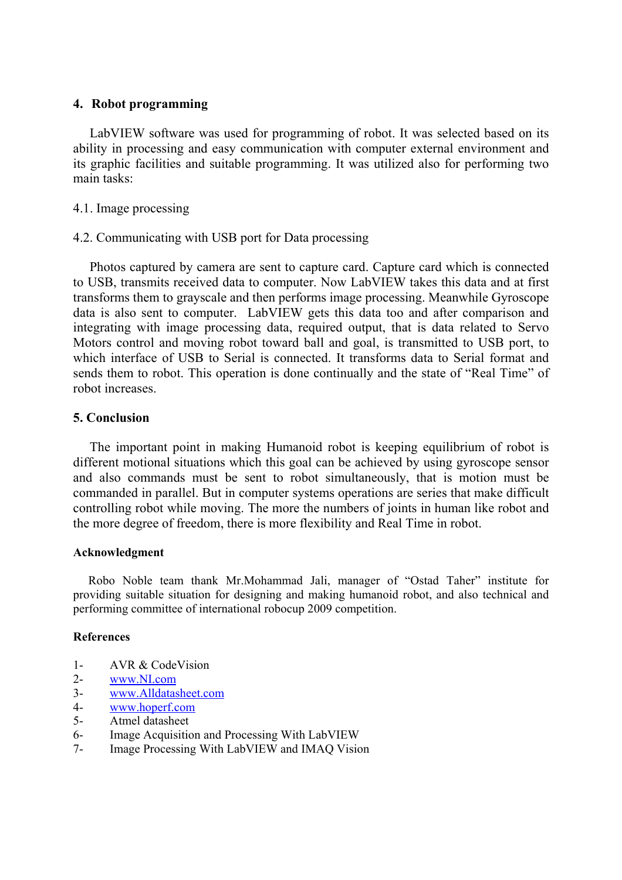## 4. Robot programming

LabVIEW software was used for programming of robot. It was selected based on its ability in processing and easy communication with computer external environment and its graphic facilities and suitable programming. It was utilized also for performing two main tasks:

4.1. Image processing

4.2. Communicating with USB port for Data processing

Photos captured by camera are sent to capture card. Capture card which is connected to USB, transmit received data to computer. Now LabVIEW takes this data and at first transforms them to grayscale and then performs image processing. Meanwhile Gyroscope data is also sent to computer. LabVIEW gets this data too and after comparison and integrating with image processing data, required output, that is data related to Servo Motors control and moving robot toward ball and goal, is transmitted to USB port, to which interface of USB to Serial is connected. It transforms data to Serial format and sends them to robot. This operation is done continually and the state of "Real Time" of robot increases.

## 5. Conclusion

The important point in making Humanoid robot is keeping equilibrium of robot is different motional situations which this goal can be achieved by using gyroscope sensor and also commands must be sent to robot simultaneously, that is motion must be commanded in parallel. But in computer systems operations are series that make difficult controlling robot while moving. The more the numbers of joints in human like robot and the more degree of freedom, there is more flexibility and Real Time in robot.

### Acknowledgment

Robo Noble team thank Mr.Mohammad Jali, manager of "Ostad Taher" institute for providing suitable situation for designing and making humanoid robot, and also technical and performing committee of international robocup 2009 competition.

### References

1- AVR & CodeVision
2- www.NI.com
3- www.Alldatasheet.com
4- www.hoperf.com
5- Atmel datasheet
6- Image Acquisition and Processing With LabVIEW
7- Image Processing With LabVIEW and IMAQ Vision